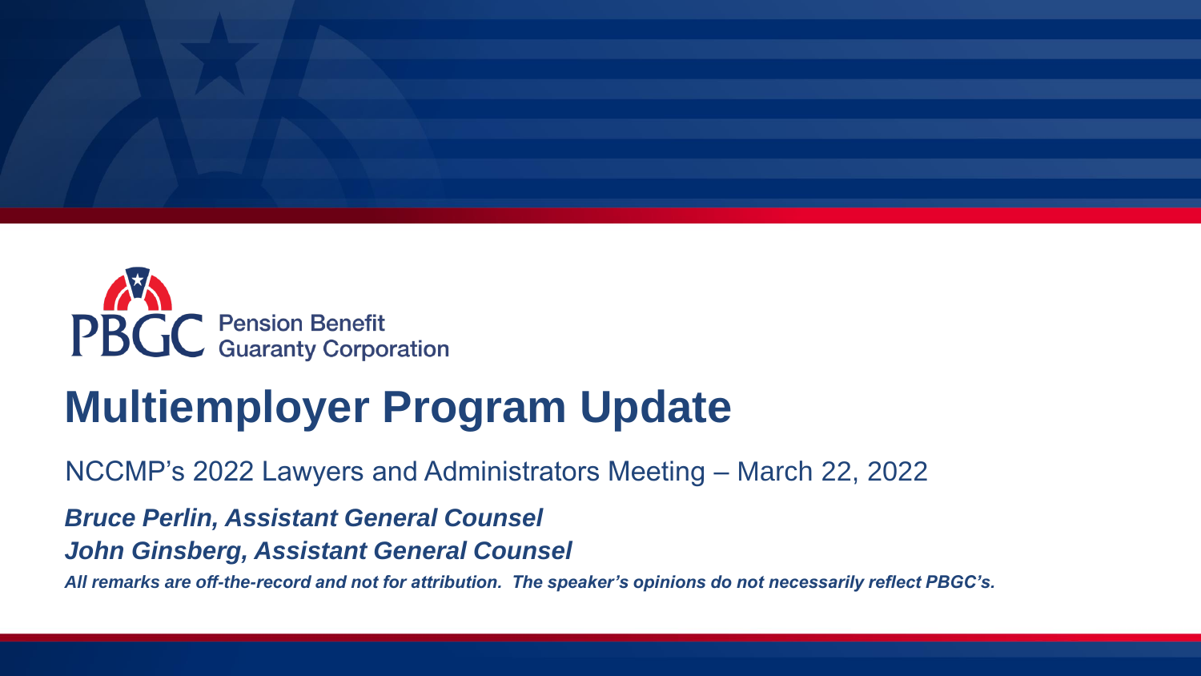PBGC Pension Benefit Guaranty Corporation

# Multiemployer Program Update

NCCMP's 2022 Lawyers and Administrators Meeting – March 22, 2022

***Bruce Perlin, Assistant General Counsel***

***John Ginsberg, Assistant General Counsel***

***All remarks are off-the-record and not for attribution. The speaker's opinions do not necessarily reflect PBGC's.***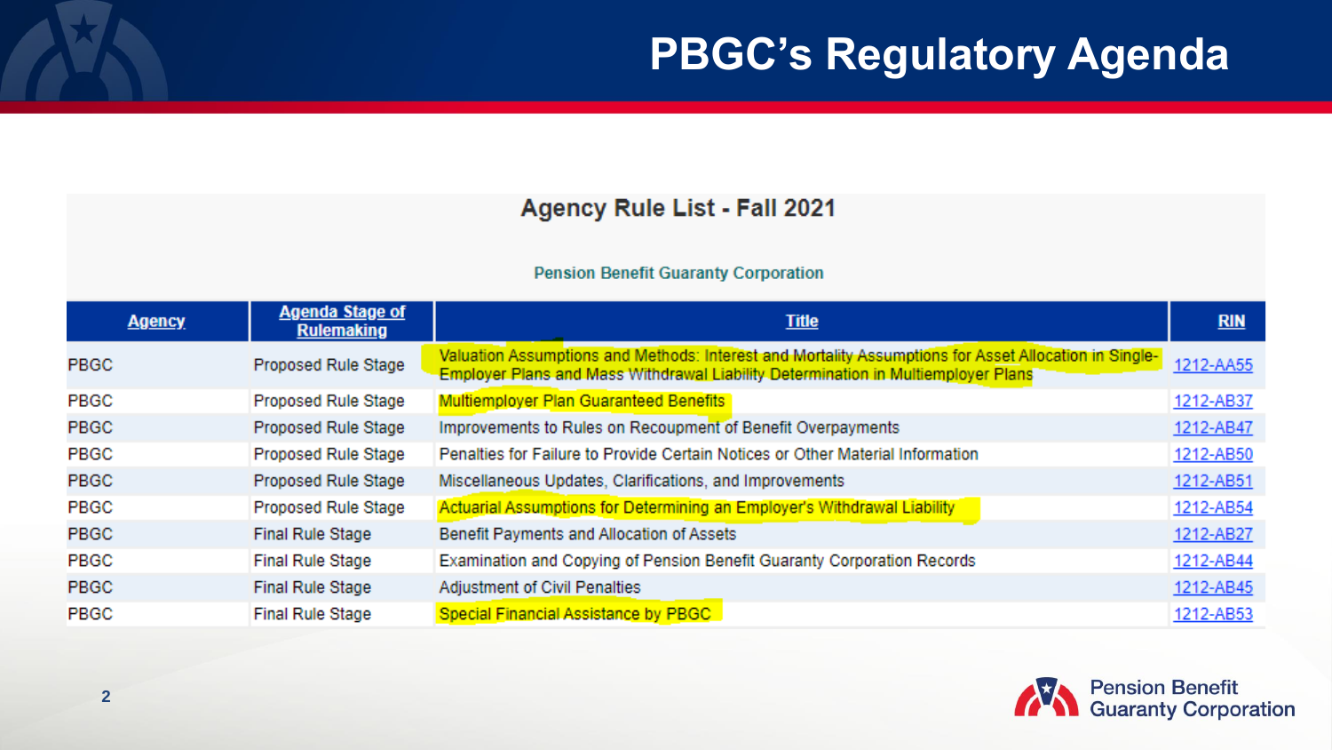# PBGC's Regulatory Agenda

## Agency Rule List - Fall 2021

Pension Benefit Guaranty Corporation

| Agency | Agenda Stage of Rulemaking | Title | RIN |
|---|---|---|---|
| PBGC | Proposed Rule Stage | Valuation Assumptions and Methods: Interest and Mortality Assumptions for Asset Allocation in Single-Employer Plans and Mass Withdrawal Liability Determination in Multiemployer Plans | 1212-AA55 |
| PBGC | Proposed Rule Stage | Multiemployer Plan Guaranteed Benefits | 1212-AB37 |
| PBGC | Proposed Rule Stage | Improvements to Rules on Recoupment of Benefit Overpayments | 1212-AB47 |
| PBGC | Proposed Rule Stage | Penalties for Failure to Provide Certain Notices or Other Material Information | 1212-AB50 |
| PBGC | Proposed Rule Stage | Miscellaneous Updates, Clarifications, and Improvements | 1212-AB51 |
| PBGC | Proposed Rule Stage | Actuarial Assumptions for Determining an Employer's Withdrawal Liability | 1212-AB54 |
| PBGC | Final Rule Stage | Benefit Payments and Allocation of Assets | 1212-AB27 |
| PBGC | Final Rule Stage | Examination and Copying of Pension Benefit Guaranty Corporation Records | 1212-AB44 |
| PBGC | Final Rule Stage | Adjustment of Civil Penalties | 1212-AB45 |
| PBGC | Final Rule Stage | Special Financial Assistance by PBGC | 1212-AB53 |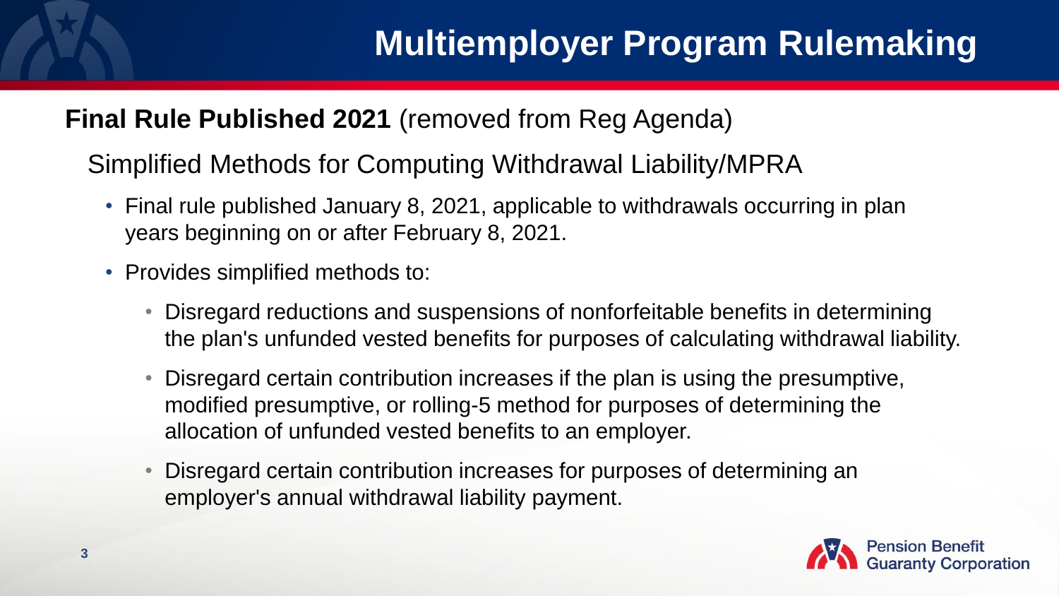# Multiemployer Program Rulemaking

**Final Rule Published 2021** (removed from Reg Agenda)

Simplified Methods for Computing Withdrawal Liability/MPRA

- Final rule published January 8, 2021, applicable to withdrawals occurring in plan years beginning on or after February 8, 2021.
- Provides simplified methods to:
  - Disregard reductions and suspensions of nonforfeitable benefits in determining the plan's unfunded vested benefits for purposes of calculating withdrawal liability.
  - Disregard certain contribution increases if the plan is using the presumptive, modified presumptive, or rolling-5 method for purposes of determining the allocation of unfunded vested benefits to an employer.
  - Disregard certain contribution increases for purposes of determining an employer's annual withdrawal liability payment.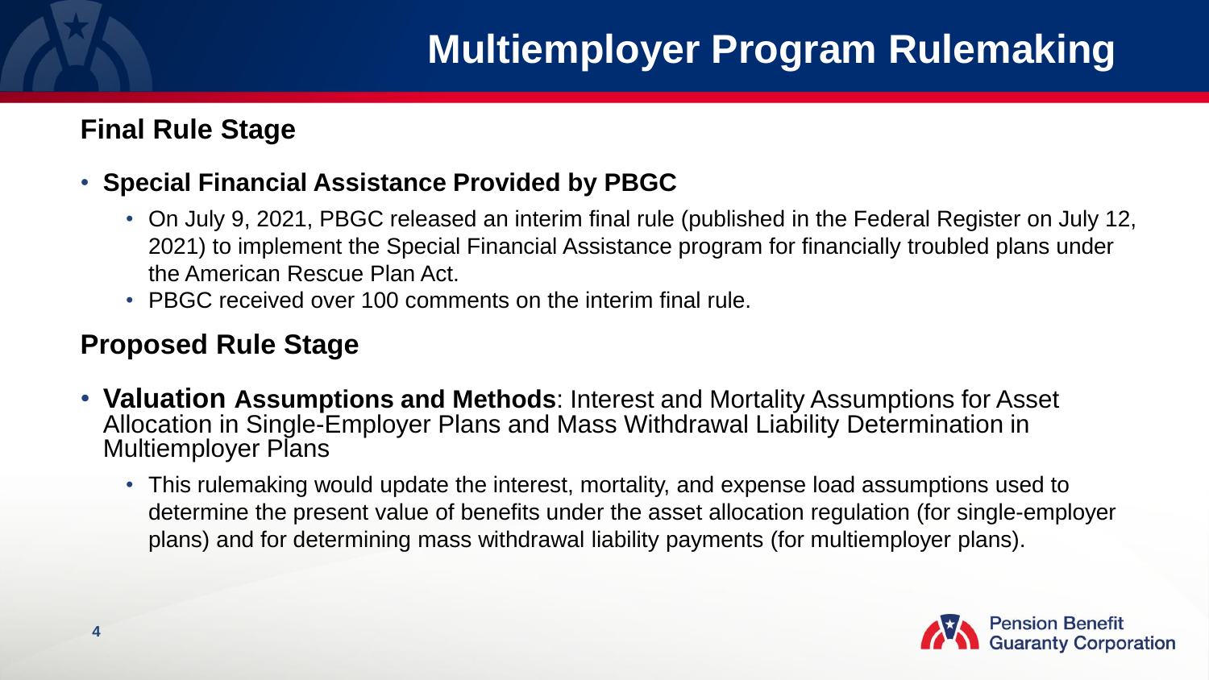# Multiemployer Program Rulemaking

## Final Rule Stage

- **Special Financial Assistance Provided by PBGC**
  - On July 9, 2021, PBGC released an interim final rule (published in the Federal Register on July 12, 2021) to implement the Special Financial Assistance program for financially troubled plans under the American Rescue Plan Act.
  - PBGC received over 100 comments on the interim final rule.

## Proposed Rule Stage

- **Valuation Assumptions and Methods**: Interest and Mortality Assumptions for Asset Allocation in Single-Employer Plans and Mass Withdrawal Liability Determination in Multiemployer Plans
  - This rulemaking would update the interest, mortality, and expense load assumptions used to determine the present value of benefits under the asset allocation regulation (for single-employer plans) and for determining mass withdrawal liability payments (for multiemployer plans).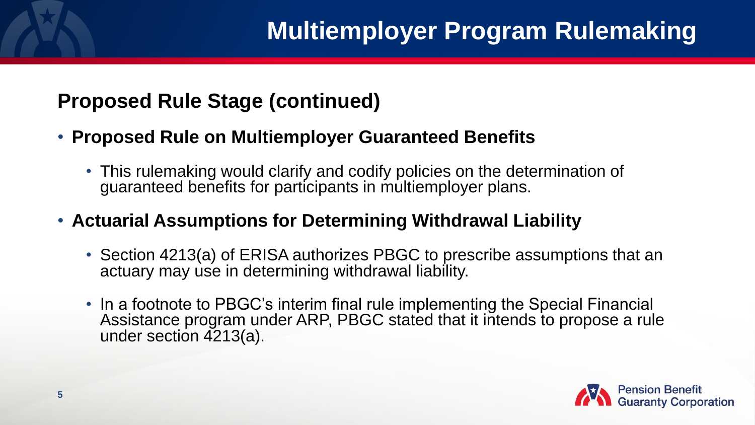# Multiemployer Program Rulemaking

## Proposed Rule Stage (continued)

- **Proposed Rule on Multiemployer Guaranteed Benefits**
  - This rulemaking would clarify and codify policies on the determination of guaranteed benefits for participants in multiemployer plans.
- **Actuarial Assumptions for Determining Withdrawal Liability**
  - Section 4213(a) of ERISA authorizes PBGC to prescribe assumptions that an actuary may use in determining withdrawal liability.
  - In a footnote to PBGC's interim final rule implementing the Special Financial Assistance program under ARP, PBGC stated that it intends to propose a rule under section 4213(a).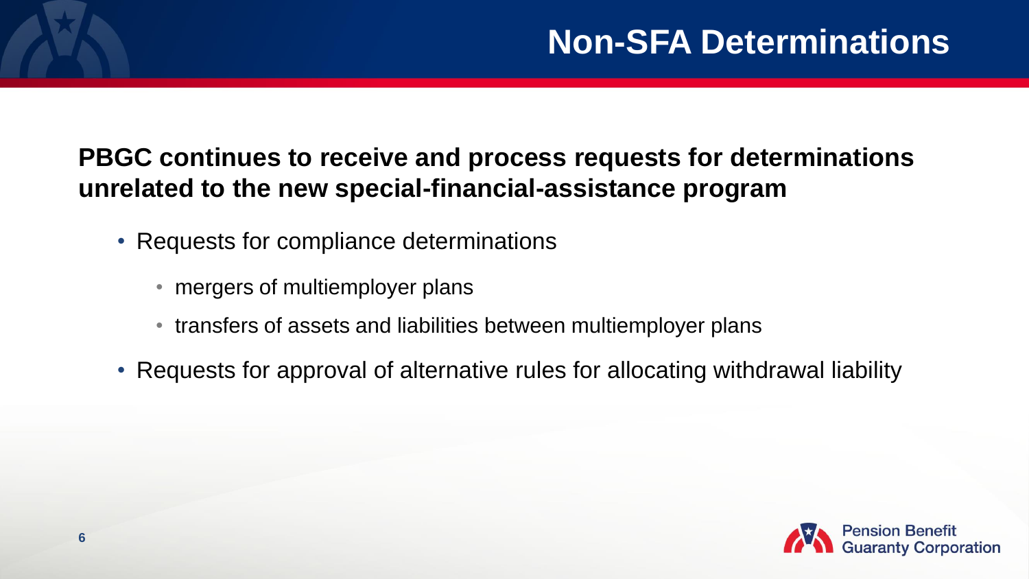# Non-SFA Determinations

**PBGC continues to receive and process requests for determinations unrelated to the new special-financial-assistance program**

- Requests for compliance determinations
  - mergers of multiemployer plans
  - transfers of assets and liabilities between multiemployer plans
- Requests for approval of alternative rules for allocating withdrawal liability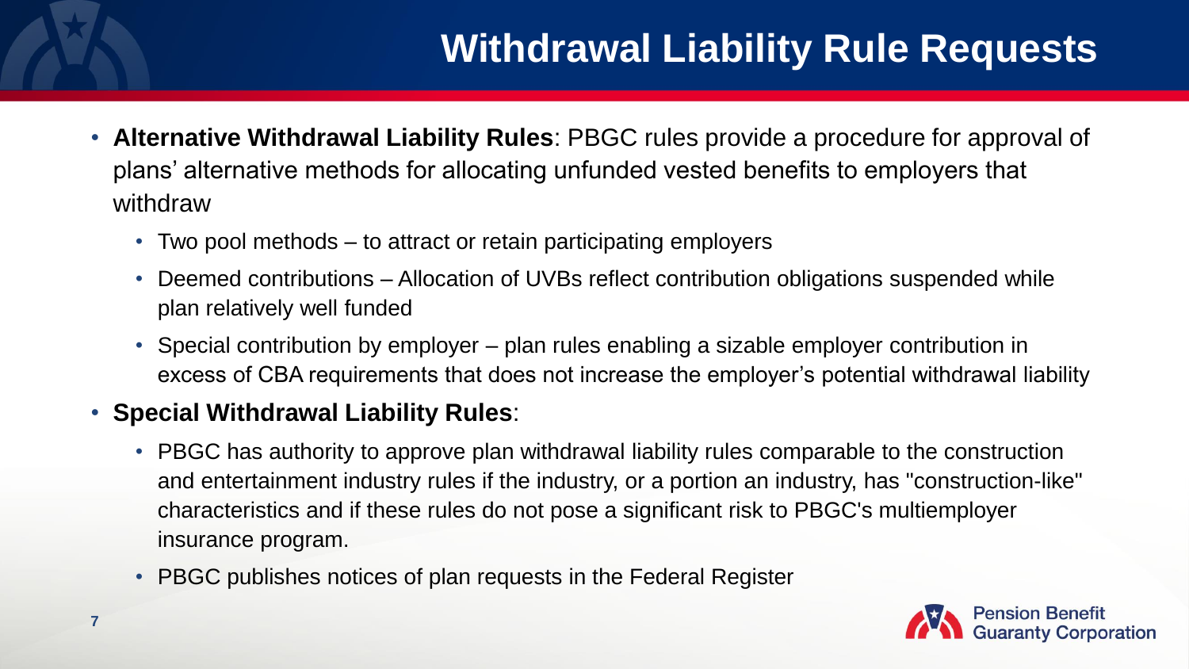# Withdrawal Liability Rule Requests

- **Alternative Withdrawal Liability Rules**: PBGC rules provide a procedure for approval of plans' alternative methods for allocating unfunded vested benefits to employers that withdraw
  - Two pool methods – to attract or retain participating employers
  - Deemed contributions – Allocation of UVBs reflect contribution obligations suspended while plan relatively well funded
  - Special contribution by employer – plan rules enabling a sizable employer contribution in excess of CBA requirements that does not increase the employer's potential withdrawal liability
- **Special Withdrawal Liability Rules**:
  - PBGC has authority to approve plan withdrawal liability rules comparable to the construction and entertainment industry rules if the industry, or a portion an industry, has "construction-like" characteristics and if these rules do not pose a significant risk to PBGC's multiemployer insurance program.
  - PBGC publishes notices of plan requests in the Federal Register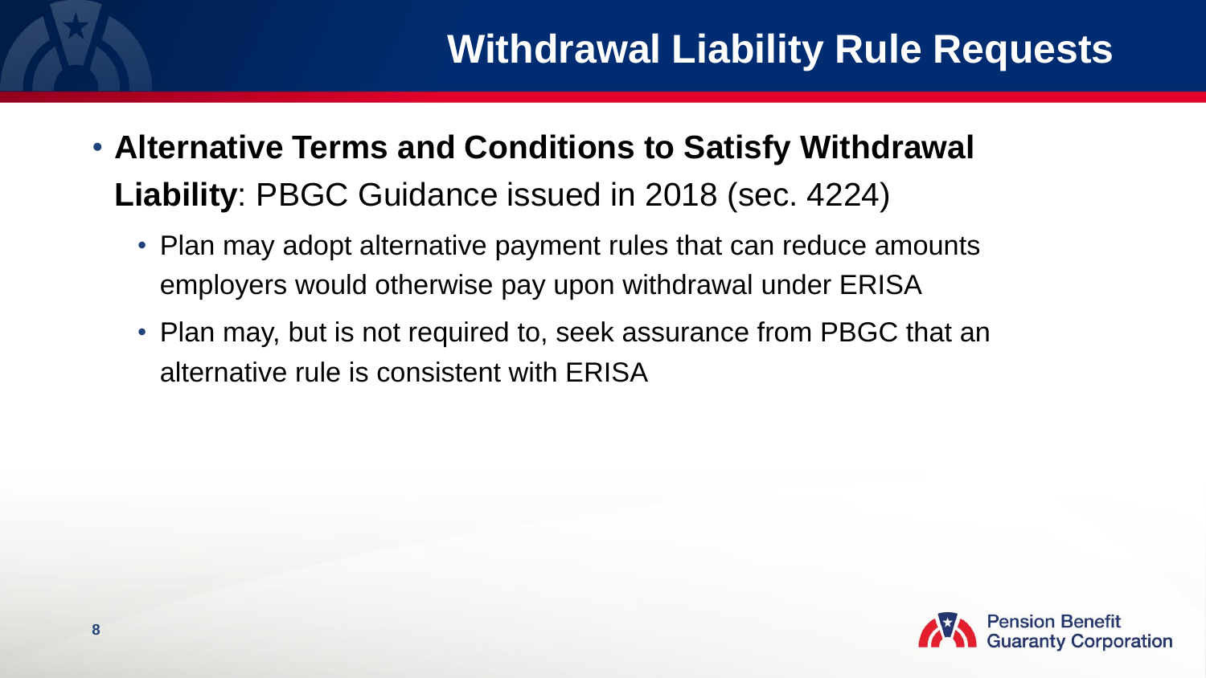# Withdrawal Liability Rule Requests

- **Alternative Terms and Conditions to Satisfy Withdrawal Liability**: PBGC Guidance issued in 2018 (sec. 4224)
  - Plan may adopt alternative payment rules that can reduce amounts employers would otherwise pay upon withdrawal under ERISA
  - Plan may, but is not required to, seek assurance from PBGC that an alternative rule is consistent with ERISA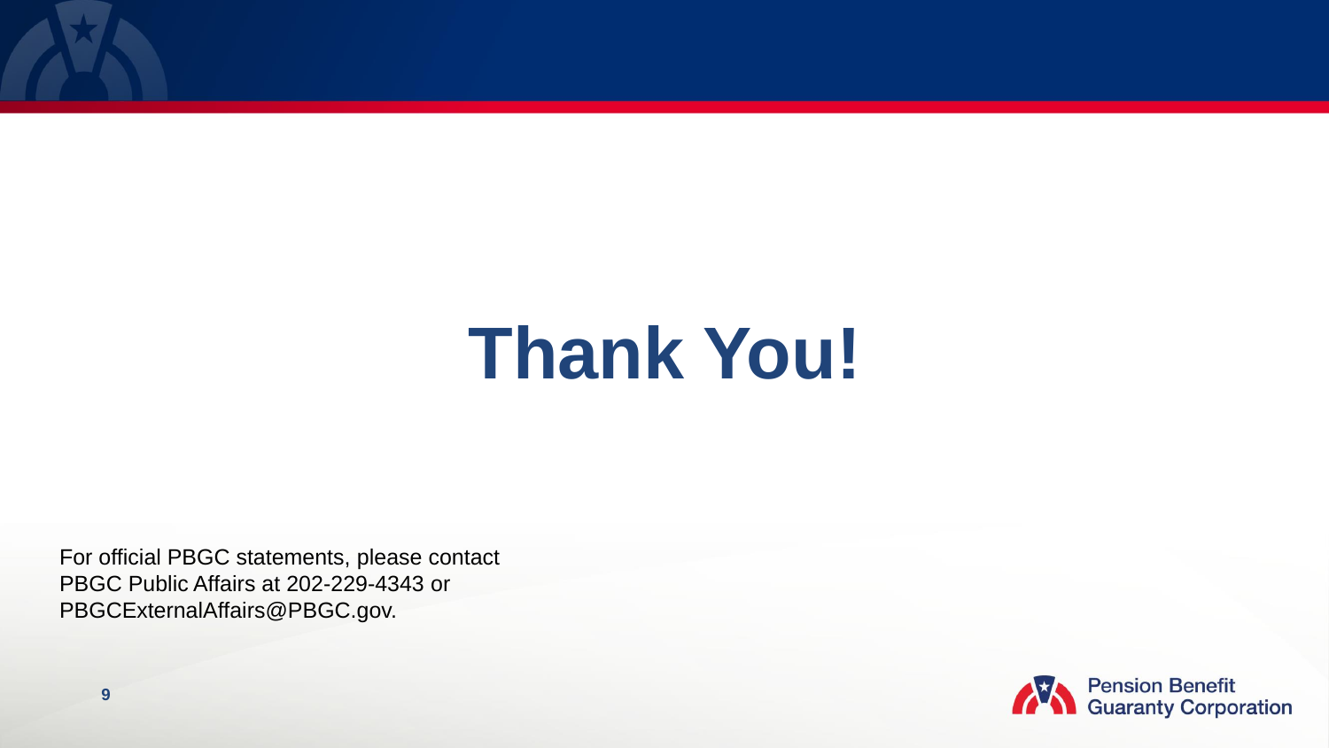# Thank You!

For official PBGC statements, please contact PBGC Public Affairs at 202-229-4343 or PBGCExternalAffairs@PBGC.gov.

Pension Benefit Guaranty Corporation